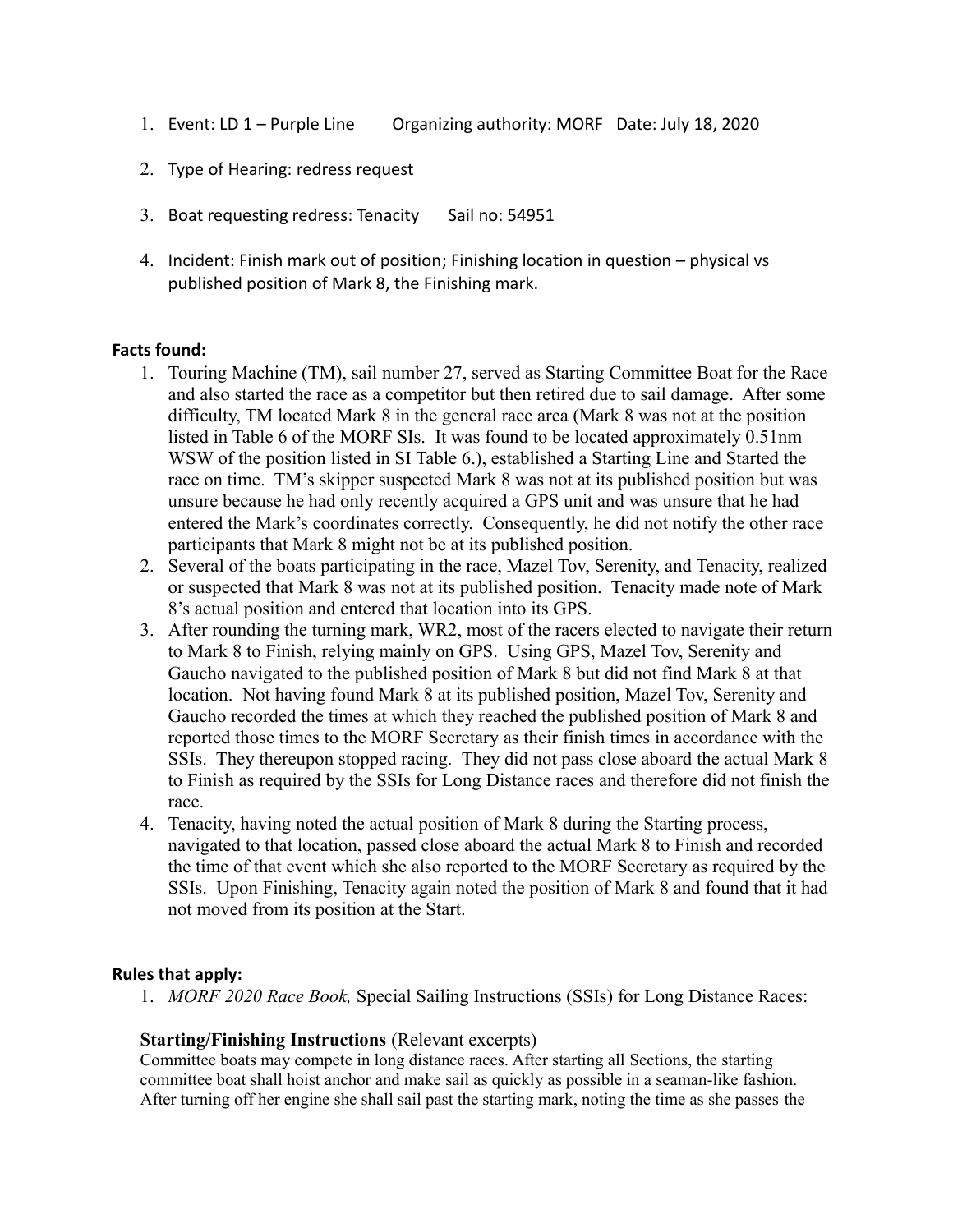1. Event: LD 1 – Purple Line    Organizing authority: MORF  Date: July 18, 2020

2. Type of Hearing: redress request

3. Boat requesting redress: Tenacity    Sail no: 54951

4. Incident: Finish mark out of position; Finishing location in question – physical vs published position of Mark 8, the Finishing mark.

**Facts found:**

1. Touring Machine (TM), sail number 27, served as Starting Committee Boat for the Race and also started the race as a competitor but then retired due to sail damage. After some difficulty, TM located Mark 8 in the general race area (Mark 8 was not at the position listed in Table 6 of the MORF SIs. It was found to be located approximately 0.51nm WSW of the position listed in SI Table 6.), established a Starting Line and Started the race on time. TM's skipper suspected Mark 8 was not at its published position but was unsure because he had only recently acquired a GPS unit and was unsure that he had entered the Mark's coordinates correctly. Consequently, he did not notify the other race participants that Mark 8 might not be at its published position.
2. Several of the boats participating in the race, Mazel Tov, Serenity, and Tenacity, realized or suspected that Mark 8 was not at its published position. Tenacity made note of Mark 8's actual position and entered that location into its GPS.
3. After rounding the turning mark, WR2, most of the racers elected to navigate their return to Mark 8 to Finish, relying mainly on GPS. Using GPS, Mazel Tov, Serenity and Gaucho navigated to the published position of Mark 8 but did not find Mark 8 at that location. Not having found Mark 8 at its published position, Mazel Tov, Serenity and Gaucho recorded the times at which they reached the published position of Mark 8 and reported those times to the MORF Secretary as their finish times in accordance with the SSIs. They thereupon stopped racing. They did not pass close aboard the actual Mark 8 to Finish as required by the SSIs for Long Distance races and therefore did not finish the race.
4. Tenacity, having noted the actual position of Mark 8 during the Starting process, navigated to that location, passed close aboard the actual Mark 8 to Finish and recorded the time of that event which she also reported to the MORF Secretary as required by the SSIs. Upon Finishing, Tenacity again noted the position of Mark 8 and found that it had not moved from its position at the Start.

**Rules that apply:**

1. *MORF 2020 Race Book,* Special Sailing Instructions (SSIs) for Long Distance Races:

**Starting/Finishing Instructions** (Relevant excerpts)

Committee boats may compete in long distance races. After starting all Sections, the starting committee boat shall hoist anchor and make sail as quickly as possible in a seaman-like fashion. After turning off her engine she shall sail past the starting mark, noting the time as she passes the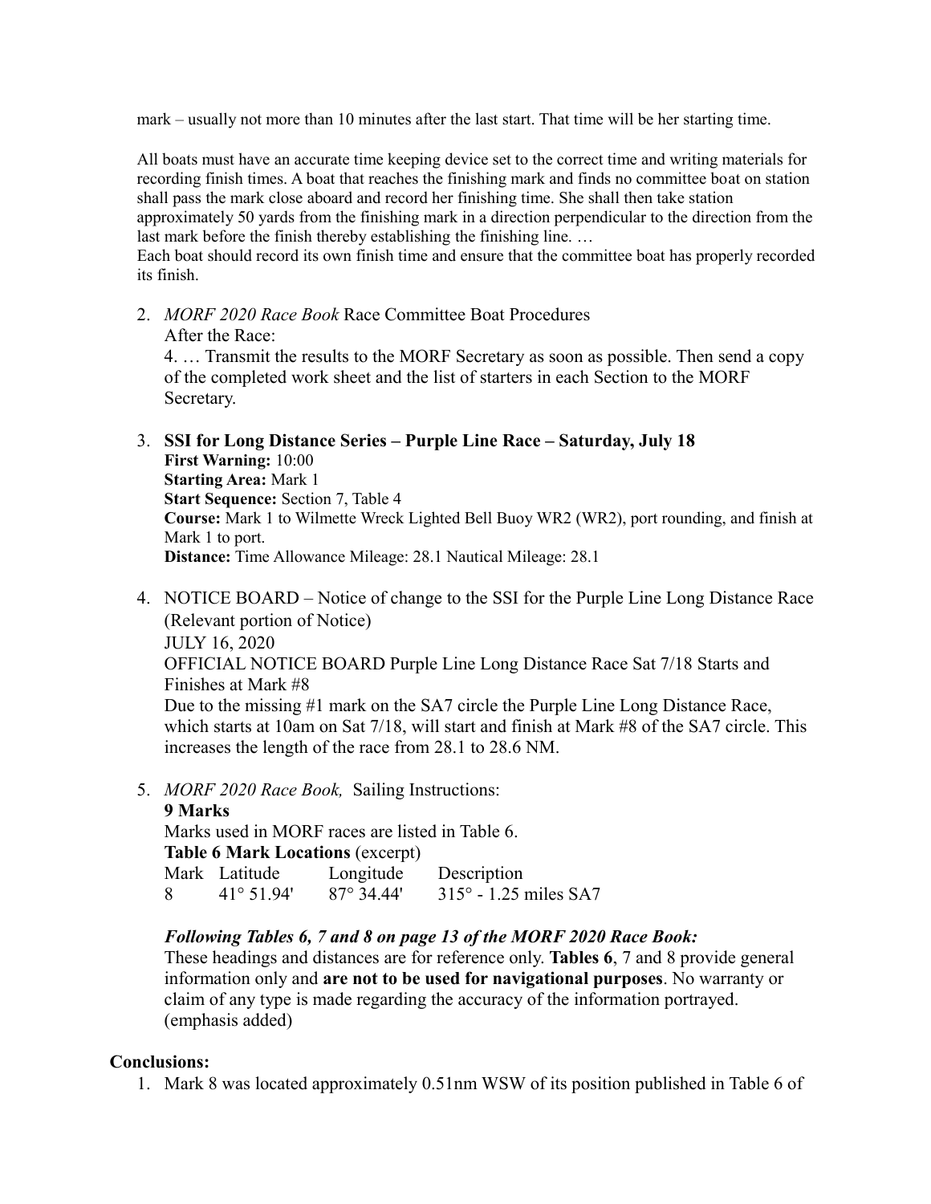mark – usually not more than 10 minutes after the last start. That time will be her starting time.

All boats must have an accurate time keeping device set to the correct time and writing materials for recording finish times. A boat that reaches the finishing mark and finds no committee boat on station shall pass the mark close aboard and record her finishing time. She shall then take station approximately 50 yards from the finishing mark in a direction perpendicular to the direction from the last mark before the finish thereby establishing the finishing line. …
Each boat should record its own finish time and ensure that the committee boat has properly recorded its finish.

2. *MORF 2020 Race Book* Race Committee Boat Procedures
   After the Race:
   4. … Transmit the results to the MORF Secretary as soon as possible. Then send a copy of the completed work sheet and the list of starters in each Section to the MORF Secretary.

3. **SSI for Long Distance Series – Purple Line Race – Saturday, July 18**
   **First Warning:** 10:00
   **Starting Area:** Mark 1
   **Start Sequence:** Section 7, Table 4
   **Course:** Mark 1 to Wilmette Wreck Lighted Bell Buoy WR2 (WR2), port rounding, and finish at Mark 1 to port.
   **Distance:** Time Allowance Mileage: 28.1 Nautical Mileage: 28.1

4. NOTICE BOARD – Notice of change to the SSI for the Purple Line Long Distance Race (Relevant portion of Notice)
   JULY 16, 2020
   OFFICIAL NOTICE BOARD Purple Line Long Distance Race Sat 7/18 Starts and Finishes at Mark #8
   Due to the missing #1 mark on the SA7 circle the Purple Line Long Distance Race, which starts at 10am on Sat 7/18, will start and finish at Mark #8 of the SA7 circle. This increases the length of the race from 28.1 to 28.6 NM.

5. *MORF 2020 Race Book,* Sailing Instructions:
   **9 Marks**
   Marks used in MORF races are listed in Table 6.
   **Table 6 Mark Locations** (excerpt)

   | Mark | Latitude | Longitude | Description |
   |---|---|---|---|
   | 8 | 41° 51.94' | 87° 34.44' | 315° - 1.25 miles SA7 |

   ***Following Tables 6, 7 and 8 on page 13 of the MORF 2020 Race Book:***
   These headings and distances are for reference only. **Tables 6**, 7 and 8 provide general information only and **are not to be used for navigational purposes**. No warranty or claim of any type is made regarding the accuracy of the information portrayed. (emphasis added)

**Conclusions:**

1. Mark 8 was located approximately 0.51nm WSW of its position published in Table 6 of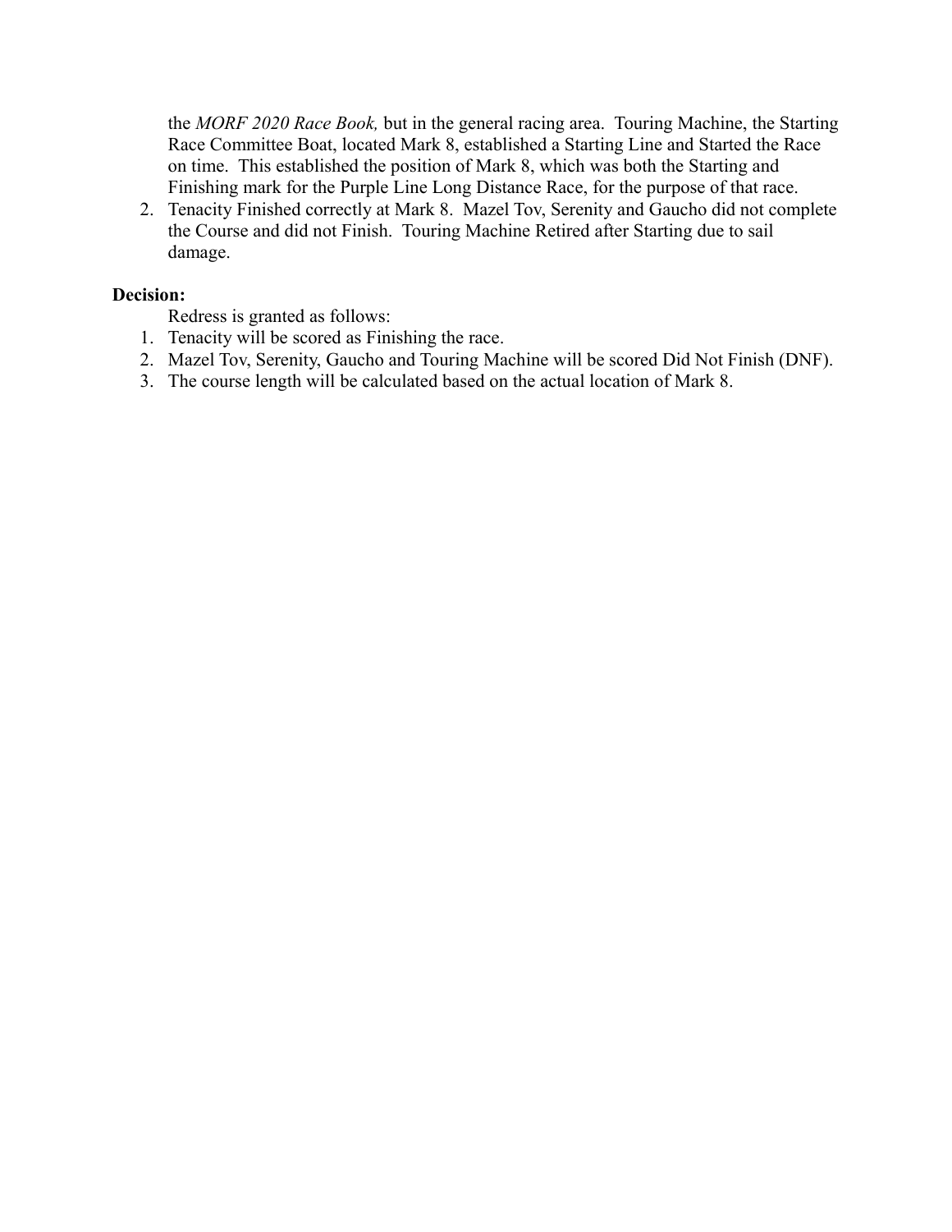the *MORF 2020 Race Book,* but in the general racing area. Touring Machine, the Starting Race Committee Boat, located Mark 8, established a Starting Line and Started the Race on time. This established the position of Mark 8, which was both the Starting and Finishing mark for the Purple Line Long Distance Race, for the purpose of that race.

2. Tenacity Finished correctly at Mark 8. Mazel Tov, Serenity and Gaucho did not complete the Course and did not Finish. Touring Machine Retired after Starting due to sail damage.

**Decision:**

Redress is granted as follows:

1. Tenacity will be scored as Finishing the race.
2. Mazel Tov, Serenity, Gaucho and Touring Machine will be scored Did Not Finish (DNF).
3. The course length will be calculated based on the actual location of Mark 8.